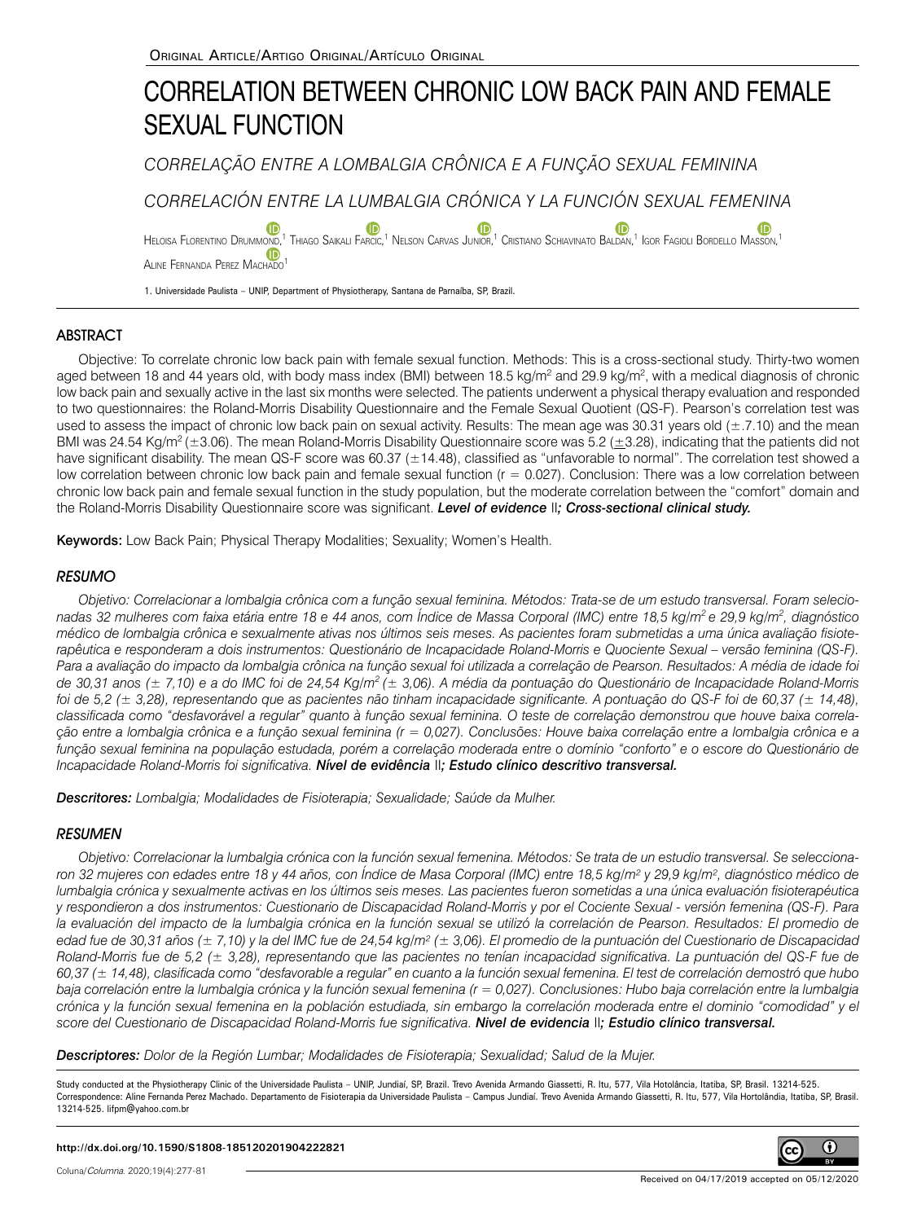ORIGINAL ARTICLE/ARTIGO ORIGINAL/ARTÍCULO ORIGINAL

# CORRELATION BETWEEN CHRONIC LOW BACK PAIN AND FEMALE SEXUAL FUNCTION

*CORRELAÇÃO ENTRE A LOMBALGIA CRÔNICA E A FUNÇÃO SEXUAL FEMININA*

*CORRELACIÓN ENTRE LA LUMBALGIA CRÓNICA Y LA FUNCIÓN SEXUAL FEMENINA*

HELOISA FLORENTINO DRUMMOND,[1] THIAGO SAIKALI FARCIC,[1] NELSON CARVAS JUNIOR,[1] CRISTIANO SCHIAVINATO BALDAN,[1] IGOR FAGIOLI BORDELLO MASSON,[1] ALINE FERNANDA PEREZ MACHADO[1]

1. Universidade Paulista – UNIP, Department of Physiotherapy, Santana de Parnaíba, SP, Brazil.

## ABSTRACT

Objective: To correlate chronic low back pain with female sexual function. Methods: This is a cross-sectional study. Thirty-two women aged between 18 and 44 years old, with body mass index (BMI) between 18.5 kg/m² and 29.9 kg/m², with a medical diagnosis of chronic low back pain and sexually active in the last six months were selected. The patients underwent a physical therapy evaluation and responded to two questionnaires: the Roland-Morris Disability Questionnaire and the Female Sexual Quotient (QS-F). Pearson's correlation test was used to assess the impact of chronic low back pain on sexual activity. Results: The mean age was 30.31 years old (±.7.10) and the mean BMI was 24.54 Kg/m² (±3.06). The mean Roland-Morris Disability Questionnaire score was 5.2 (±3.28), indicating that the patients did not have significant disability. The mean QS-F score was 60.37 (±14.48), classified as "unfavorable to normal". The correlation test showed a low correlation between chronic low back pain and female sexual function (r = 0.027). Conclusion: There was a low correlation between chronic low back pain and female sexual function in the study population, but the moderate correlation between the "comfort" domain and the Roland-Morris Disability Questionnaire score was significant. ***Level of evidence** II**; Cross-sectional clinical study.***

**Keywords:** Low Back Pain; Physical Therapy Modalities; Sexuality; Women's Health.

## *RESUMO*

*Objetivo: Correlacionar a lombalgia crônica com a função sexual feminina. Métodos: Trata-se de um estudo transversal. Foram selecionadas 32 mulheres com faixa etária entre 18 e 44 anos, com Índice de Massa Corporal (IMC) entre 18,5 kg/m² e 29,9 kg/m², diagnóstico médico de lombalgia crônica e sexualmente ativas nos últimos seis meses. As pacientes foram submetidas a uma única avaliação fisioterapêutica e responderam a dois instrumentos: Questionário de Incapacidade Roland-Morris e Quociente Sexual – versão feminina (QS-F). Para a avaliação do impacto da lombalgia crônica na função sexual foi utilizada a correlação de Pearson. Resultados: A média de idade foi de 30,31 anos (± 7,10) e a do IMC foi de 24,54 Kg/m² (± 3,06). A média da pontuação do Questionário de Incapacidade Roland-Morris foi de 5,2 (± 3,28), representando que as pacientes não tinham incapacidade significante. A pontuação do QS-F foi de 60,37 (± 14,48), classificada como "desfavorável a regular" quanto à função sexual feminina. O teste de correlação demonstrou que houve baixa correlação entre a lombalgia crônica e a função sexual feminina (r = 0,027). Conclusões: Houve baixa correlação entre a lombalgia crônica e a função sexual feminina na população estudada, porém a correlação moderada entre o domínio "conforto" e o escore do Questionário de Incapacidade Roland-Morris foi significativa.* ***Nível de evidência** II**; Estudo clínico descritivo transversal.***

***Descritores:*** *Lombalgia; Modalidades de Fisioterapia; Sexualidade; Saúde da Mulher.*

## *RESUMEN*

*Objetivo: Correlacionar la lumbalgia crónica con la función sexual femenina. Métodos: Se trata de un estudio transversal. Se seleccionaron 32 mujeres con edades entre 18 y 44 años, con Índice de Masa Corporal (IMC) entre 18,5 kg/m² y 29,9 kg/m², diagnóstico médico de lumbalgia crónica y sexualmente activas en los últimos seis meses. Las pacientes fueron sometidas a una única evaluación fisioterapéutica y respondieron a dos instrumentos: Cuestionario de Discapacidad Roland-Morris y por el Cociente Sexual - versión femenina (QS-F). Para la evaluación del impacto de la lumbalgia crónica en la función sexual se utilizó la correlación de Pearson. Resultados: El promedio de edad fue de 30,31 años (± 7,10) y la del IMC fue de 24,54 kg/m² (± 3,06). El promedio de la puntuación del Cuestionario de Discapacidad Roland-Morris fue de 5,2 (± 3,28), representando que las pacientes no tenían incapacidad significativa. La puntuación del QS-F fue de 60,37 (± 14,48), clasificada como "desfavorable a regular" en cuanto a la función sexual femenina. El test de correlación demostró que hubo baja correlación entre la lumbalgia crónica y la función sexual femenina (r = 0,027). Conclusiones: Hubo baja correlación entre la lumbalgia crónica y la función sexual femenina en la población estudiada, sin embargo la correlación moderada entre el dominio "comodidad" y el score del Cuestionario de Discapacidad Roland-Morris fue significativa.* ***Nivel de evidencia** II**; Estudio clínico transversal.***

***Descriptores:*** *Dolor de la Región Lumbar; Modalidades de Fisioterapia; Sexualidad; Salud de la Mujer.*

Study conducted at the Physiotherapy Clinic of the Universidade Paulista – UNIP, Jundiaí, SP, Brazil. Trevo Avenida Armando Giassetti, R. Itu, 577, Vila Hotolância, Itatiba, SP, Brasil. 13214-525.
Correspondence: Aline Fernanda Perez Machado. Departamento de Fisioterapia da Universidade Paulista – Campus Jundiaí. Trevo Avenida Armando Giassetti, R. Itu, 577, Vila Hortolândia, Itatiba, SP, Brasil. 13214-525. lifpm@yahoo.com.br

**http://dx.doi.org/10.1590/S1808-185120201904222821**

Received on 04/17/2019 accepted on 05/12/2020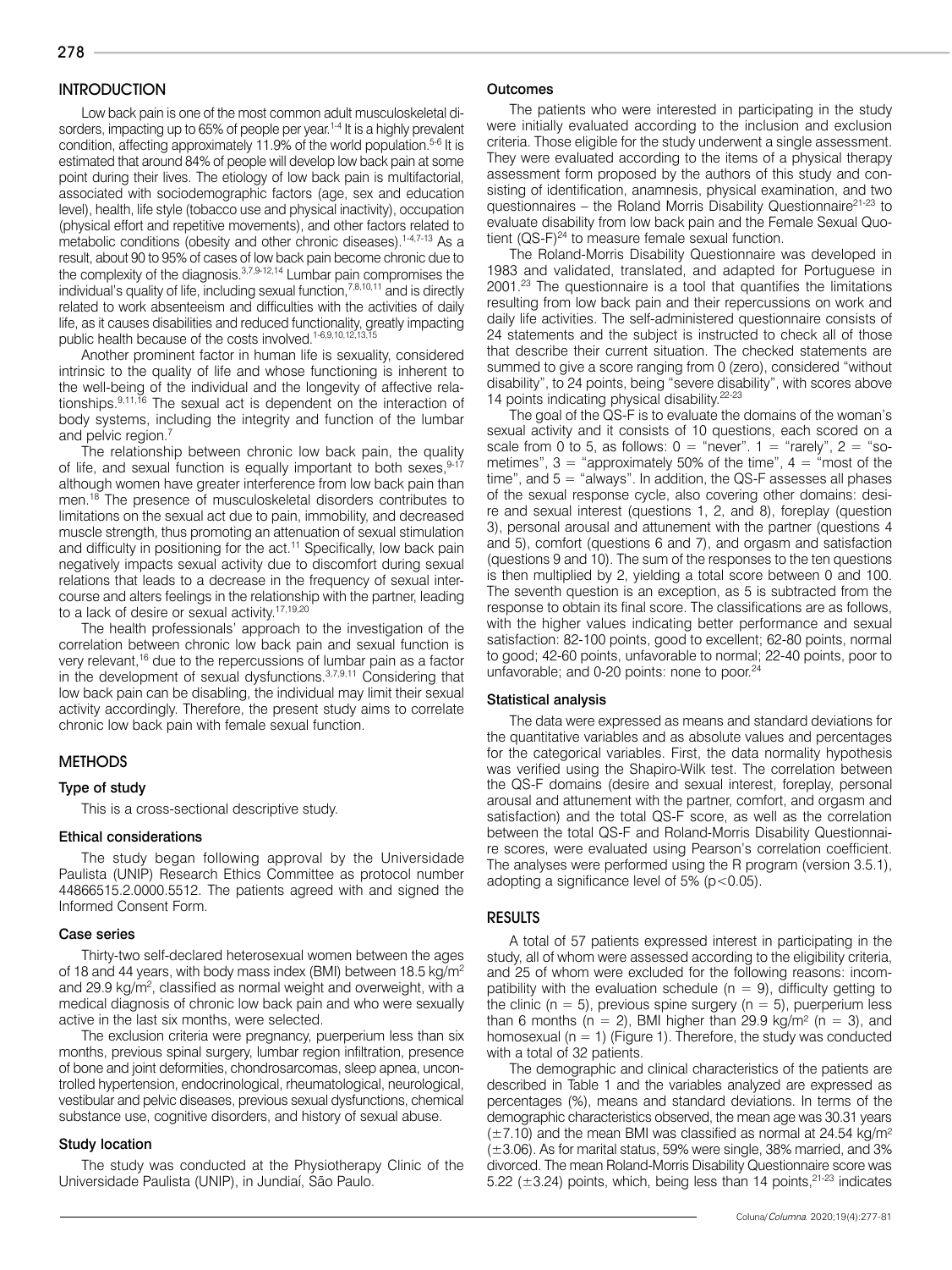## INTRODUCTION

Low back pain is one of the most common adult musculoskeletal disorders, impacting up to 65% of people per year.[1-4] It is a highly prevalent condition, affecting approximately 11.9% of the world population.[5-6] It is estimated that around 84% of people will develop low back pain at some point during their lives. The etiology of low back pain is multifactorial, associated with sociodemographic factors (age, sex and education level), health, life style (tobacco use and physical inactivity), occupation (physical effort and repetitive movements), and other factors related to metabolic conditions (obesity and other chronic diseases).[1-4,7-13] As a result, about 90 to 95% of cases of low back pain become chronic due to the complexity of the diagnosis.[3,7,9-12,14] Lumbar pain compromises the individual's quality of life, including sexual function,[7,8,10,11] and is directly related to work absenteeism and difficulties with the activities of daily life, as it causes disabilities and reduced functionality, greatly impacting public health because of the costs involved.[1-6,9,10,12,13,15]

Another prominent factor in human life is sexuality, considered intrinsic to the quality of life and whose functioning is inherent to the well-being of the individual and the longevity of affective relationships.[9,11,16] The sexual act is dependent on the interaction of body systems, including the integrity and function of the lumbar and pelvic region.[7]

The relationship between chronic low back pain, the quality of life, and sexual function is equally important to both sexes,[9-17] although women have greater interference from low back pain than men.[18] The presence of musculoskeletal disorders contributes to limitations on the sexual act due to pain, immobility, and decreased muscle strength, thus promoting an attenuation of sexual stimulation and difficulty in positioning for the act.[11] Specifically, low back pain negatively impacts sexual activity due to discomfort during sexual relations that leads to a decrease in the frequency of sexual intercourse and alters feelings in the relationship with the partner, leading to a lack of desire or sexual activity.[17,19,20]

The health professionals' approach to the investigation of the correlation between chronic low back pain and sexual function is very relevant,[16] due to the repercussions of lumbar pain as a factor in the development of sexual dysfunctions.[3,7,9,11] Considering that low back pain can be disabling, the individual may limit their sexual activity accordingly. Therefore, the present study aims to correlate chronic low back pain with female sexual function.

## METHODS

### Type of study

This is a cross-sectional descriptive study.

### Ethical considerations

The study began following approval by the Universidade Paulista (UNIP) Research Ethics Committee as protocol number 44866515.2.0000.5512. The patients agreed with and signed the Informed Consent Form.

### Case series

Thirty-two self-declared heterosexual women between the ages of 18 and 44 years, with body mass index (BMI) between 18.5 kg/m$^2$ and 29.9 kg/m$^2$, classified as normal weight and overweight, with a medical diagnosis of chronic low back pain and who were sexually active in the last six months, were selected.

The exclusion criteria were pregnancy, puerperium less than six months, previous spinal surgery, lumbar region infiltration, presence of bone and joint deformities, chondrosarcomas, sleep apnea, uncontrolled hypertension, endocrinological, rheumatological, neurological, vestibular and pelvic diseases, previous sexual dysfunctions, chemical substance use, cognitive disorders, and history of sexual abuse.

### Study location

The study was conducted at the Physiotherapy Clinic of the Universidade Paulista (UNIP), in Jundiaí, São Paulo.

### Outcomes

The patients who were interested in participating in the study were initially evaluated according to the inclusion and exclusion criteria. Those eligible for the study underwent a single assessment. They were evaluated according to the items of a physical therapy assessment form proposed by the authors of this study and consisting of identification, anamnesis, physical examination, and two questionnaires – the Roland Morris Disability Questionnaire[21-23] to evaluate disability from low back pain and the Female Sexual Quotient (QS-F)[24] to measure female sexual function.

The Roland-Morris Disability Questionnaire was developed in 1983 and validated, translated, and adapted for Portuguese in 2001.[23] The questionnaire is a tool that quantifies the limitations resulting from low back pain and their repercussions on work and daily life activities. The self-administered questionnaire consists of 24 statements and the subject is instructed to check all of those that describe their current situation. The checked statements are summed to give a score ranging from 0 (zero), considered "without disability", to 24 points, being "severe disability", with scores above 14 points indicating physical disability.[22-23]

The goal of the QS-F is to evaluate the domains of the woman's sexual activity and it consists of 10 questions, each scored on a scale from 0 to 5, as follows: 0 = "never". 1 = "rarely", 2 = "sometimes", 3 = "approximately 50% of the time", 4 = "most of the time", and 5 = "always". In addition, the QS-F assesses all phases of the sexual response cycle, also covering other domains: desire and sexual interest (questions 1, 2, and 8), foreplay (question 3), personal arousal and attunement with the partner (questions 4 and 5), comfort (questions 6 and 7), and orgasm and satisfaction (questions 9 and 10). The sum of the responses to the ten questions is then multiplied by 2, yielding a total score between 0 and 100. The seventh question is an exception, as 5 is subtracted from the response to obtain its final score. The classifications are as follows, with the higher values indicating better performance and sexual satisfaction: 82-100 points, good to excellent; 62-80 points, normal to good; 42-60 points, unfavorable to normal; 22-40 points, poor to unfavorable; and 0-20 points: none to poor.[24]

### Statistical analysis

The data were expressed as means and standard deviations for the quantitative variables and as absolute values and percentages for the categorical variables. First, the data normality hypothesis was verified using the Shapiro-Wilk test. The correlation between the QS-F domains (desire and sexual interest, foreplay, personal arousal and attunement with the partner, comfort, and orgasm and satisfaction) and the total QS-F score, as well as the correlation between the total QS-F and Roland-Morris Disability Questionnaire scores, were evaluated using Pearson's correlation coefficient. The analyses were performed using the R program (version 3.5.1), adopting a significance level of 5% ($p<0.05$).

## RESULTS

A total of 57 patients expressed interest in participating in the study, all of whom were assessed according to the eligibility criteria, and 25 of whom were excluded for the following reasons: incompatibility with the evaluation schedule (n = 9), difficulty getting to the clinic (n = 5), previous spine surgery (n = 5), puerperium less than 6 months (n = 2), BMI higher than 29.9 kg/m$^2$ (n = 3), and homosexual (n = 1) (Figure 1). Therefore, the study was conducted with a total of 32 patients.

The demographic and clinical characteristics of the patients are described in Table 1 and the variables analyzed are expressed as percentages (%), means and standard deviations. In terms of the demographic characteristics observed, the mean age was 30.31 years (±7.10) and the mean BMI was classified as normal at 24.54 kg/m$^2$ (±3.06). As for marital status, 59% were single, 38% married, and 3% divorced. The mean Roland-Morris Disability Questionnaire score was 5.22 (±3.24) points, which, being less than 14 points,[21-23] indicates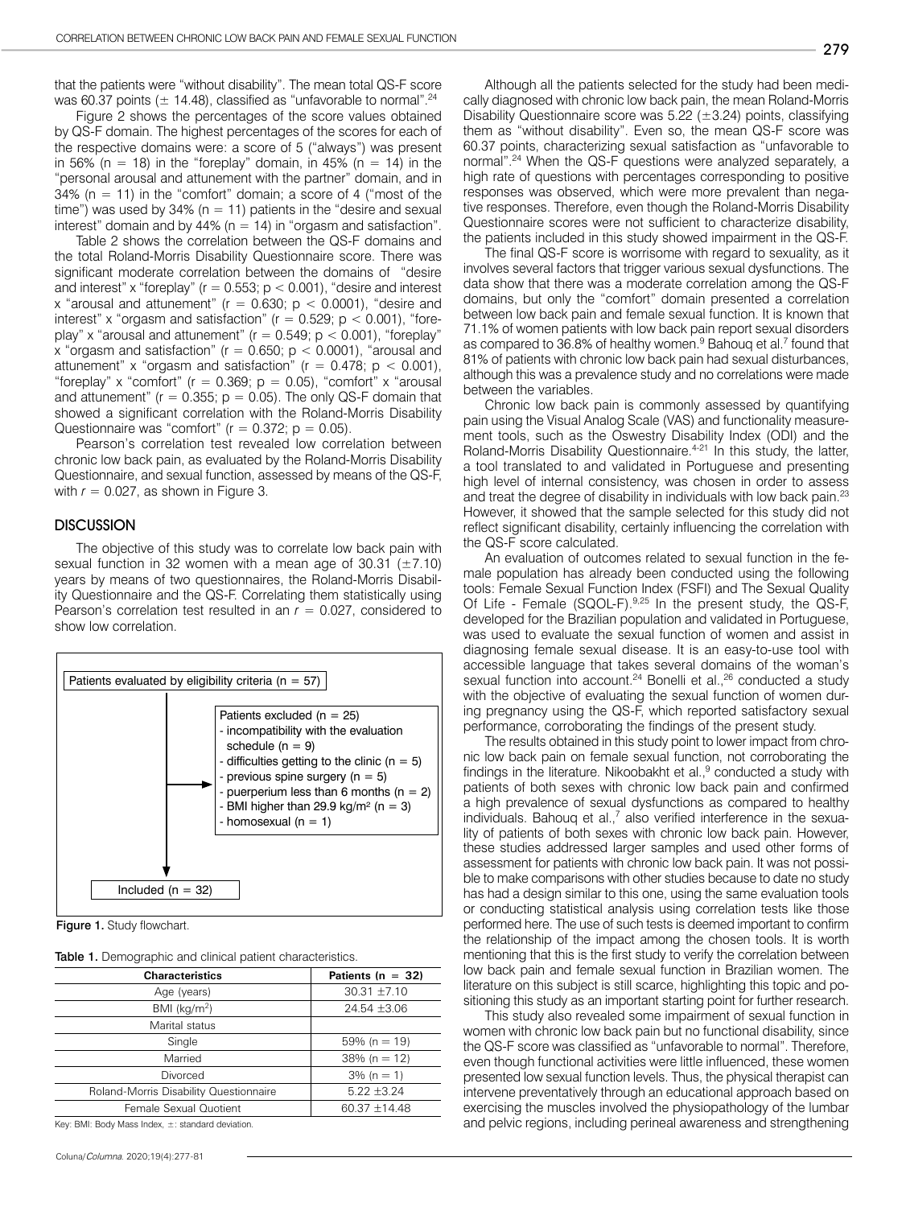that the patients were "without disability". The mean total QS-F score was 60.37 points (± 14.48), classified as "unfavorable to normal".[24]

Figure 2 shows the percentages of the score values obtained by QS-F domain. The highest percentages of the scores for each of the respective domains were: a score of 5 ("always") was present in 56% (n = 18) in the "foreplay" domain, in 45% (n = 14) in the "personal arousal and attunement with the partner" domain, and in 34% (n = 11) in the "comfort" domain; a score of 4 ("most of the time") was used by 34% (n = 11) patients in the "desire and sexual interest" domain and by 44% (n = 14) in "orgasm and satisfaction".

Table 2 shows the correlation between the QS-F domains and the total Roland-Morris Disability Questionnaire score. There was significant moderate correlation between the domains of "desire and interest" x "foreplay" ($r = 0.553$; $p < 0.001$), "desire and interest x "arousal and attunement" ($r = 0.630$; $p < 0.0001$), "desire and interest" x "orgasm and satisfaction" ($r = 0.529$; $p < 0.001$), "foreplay" x "arousal and attunement" ($r = 0.549$; $p < 0.001$), "foreplay" x "orgasm and satisfaction" ($r = 0.650$; $p < 0.0001$), "arousal and attunement" x "orgasm and satisfaction" ($r = 0.478$; $p < 0.001$), "foreplay" x "comfort" ($r = 0.369$; $p = 0.05$), "comfort" x "arousal and attunement" ($r = 0.355$; $p = 0.05$). The only QS-F domain that showed a significant correlation with the Roland-Morris Disability Questionnaire was "comfort" ($r = 0.372$; $p = 0.05$).

Pearson's correlation test revealed low correlation between chronic low back pain, as evaluated by the Roland-Morris Disability Questionnaire, and sexual function, assessed by means of the QS-F, with $r = 0.027$, as shown in Figure 3.

## DISCUSSION

The objective of this study was to correlate low back pain with sexual function in 32 women with a mean age of 30.31 (±7.10) years by means of two questionnaires, the Roland-Morris Disability Questionnaire and the QS-F. Correlating them statistically using Pearson's correlation test resulted in an $r = 0.027$, considered to show low correlation.

Patients evaluated by eligibility criteria (n = 57)

Patients excluded (n = 25)
- incompatibility with the evaluation schedule (n = 9)
- difficulties getting to the clinic (n = 5)
- previous spine surgery (n = 5)
- puerperium less than 6 months (n = 2)
- BMI higher than 29.9 kg/m² (n = 3)
- homosexual (n = 1)

Included (n = 32)

**Figure 1.** Study flowchart.

**Table 1.** Demographic and clinical patient characteristics.

| Characteristics | Patients (n = 32) |
|---|---|
| Age (years) | 30.31 ±7.10 |
| BMI (kg/m²) | 24.54 ±3.06 |
| Marital status | |
| Single | 59% (n = 19) |
| Married | 38% (n = 12) |
| Divorced | 3% (n = 1) |
| Roland-Morris Disability Questionnaire | 5.22 ±3.24 |
| Female Sexual Quotient | 60.37 ±14.48 |

Key: BMI: Body Mass Index, ±: standard deviation.

Although all the patients selected for the study had been medically diagnosed with chronic low back pain, the mean Roland-Morris Disability Questionnaire score was 5.22 (±3.24) points, classifying them as "without disability". Even so, the mean QS-F score was 60.37 points, characterizing sexual satisfaction as "unfavorable to normal".[24] When the QS-F questions were analyzed separately, a high rate of questions with percentages corresponding to positive responses was observed, which were more prevalent than negative responses. Therefore, even though the Roland-Morris Disability Questionnaire scores were not sufficient to characterize disability, the patients included in this study showed impairment in the QS-F.

The final QS-F score is worrisome with regard to sexuality, as it involves several factors that trigger various sexual dysfunctions. The data show that there was a moderate correlation among the QS-F domains, but only the "comfort" domain presented a correlation between low back pain and female sexual function. It is known that 71.1% of women patients with low back pain report sexual disorders as compared to 36.8% of healthy women.[9] Bahouq et al.[7] found that 81% of patients with chronic low back pain had sexual disturbances, although this was a prevalence study and no correlations were made between the variables.

Chronic low back pain is commonly assessed by quantifying pain using the Visual Analog Scale (VAS) and functionality measurement tools, such as the Oswestry Disability Index (ODI) and the Roland-Morris Disability Questionnaire.[4-21] In this study, the latter, a tool translated to and validated in Portuguese and presenting high level of internal consistency, was chosen in order to assess and treat the degree of disability in individuals with low back pain.[23] However, it showed that the sample selected for this study did not reflect significant disability, certainly influencing the correlation with the QS-F score calculated.

An evaluation of outcomes related to sexual function in the female population has already been conducted using the following tools: Female Sexual Function Index (FSFI) and The Sexual Quality Of Life - Female (SQOL-F).[9,25] In the present study, the QS-F, developed for the Brazilian population and validated in Portuguese, was used to evaluate the sexual function of women and assist in diagnosing female sexual disease. It is an easy-to-use tool with accessible language that takes several domains of the woman's sexual function into account.[24] Bonelli et al.,[26] conducted a study with the objective of evaluating the sexual function of women during pregnancy using the QS-F, which reported satisfactory sexual performance, corroborating the findings of the present study.

The results obtained in this study point to lower impact from chronic low back pain on female sexual function, not corroborating the findings in the literature. Nikoobakht et al.,[9] conducted a study with patients of both sexes with chronic low back pain and confirmed a high prevalence of sexual dysfunctions as compared to healthy individuals. Bahouq et al.,[7] also verified interference in the sexuality of patients of both sexes with chronic low back pain. However, these studies addressed larger samples and used other forms of assessment for patients with chronic low back pain. It was not possible to make comparisons with other studies because to date no study has had a design similar to this one, using the same evaluation tools or conducting statistical analysis using correlation tests like those performed here. The use of such tests is deemed important to confirm the relationship of the impact among the chosen tools. It is worth mentioning that this is the first study to verify the correlation between low back pain and female sexual function in Brazilian women. The literature on this subject is still scarce, highlighting this topic and positioning this study as an important starting point for further research.

This study also revealed some impairment of sexual function in women with chronic low back pain but no functional disability, since the QS-F score was classified as "unfavorable to normal". Therefore, even though functional activities were little influenced, these women presented low sexual function levels. Thus, the physical therapist can intervene preventatively through an educational approach based on exercising the muscles involved the physiopathology of the lumbar and pelvic regions, including perineal awareness and strengthening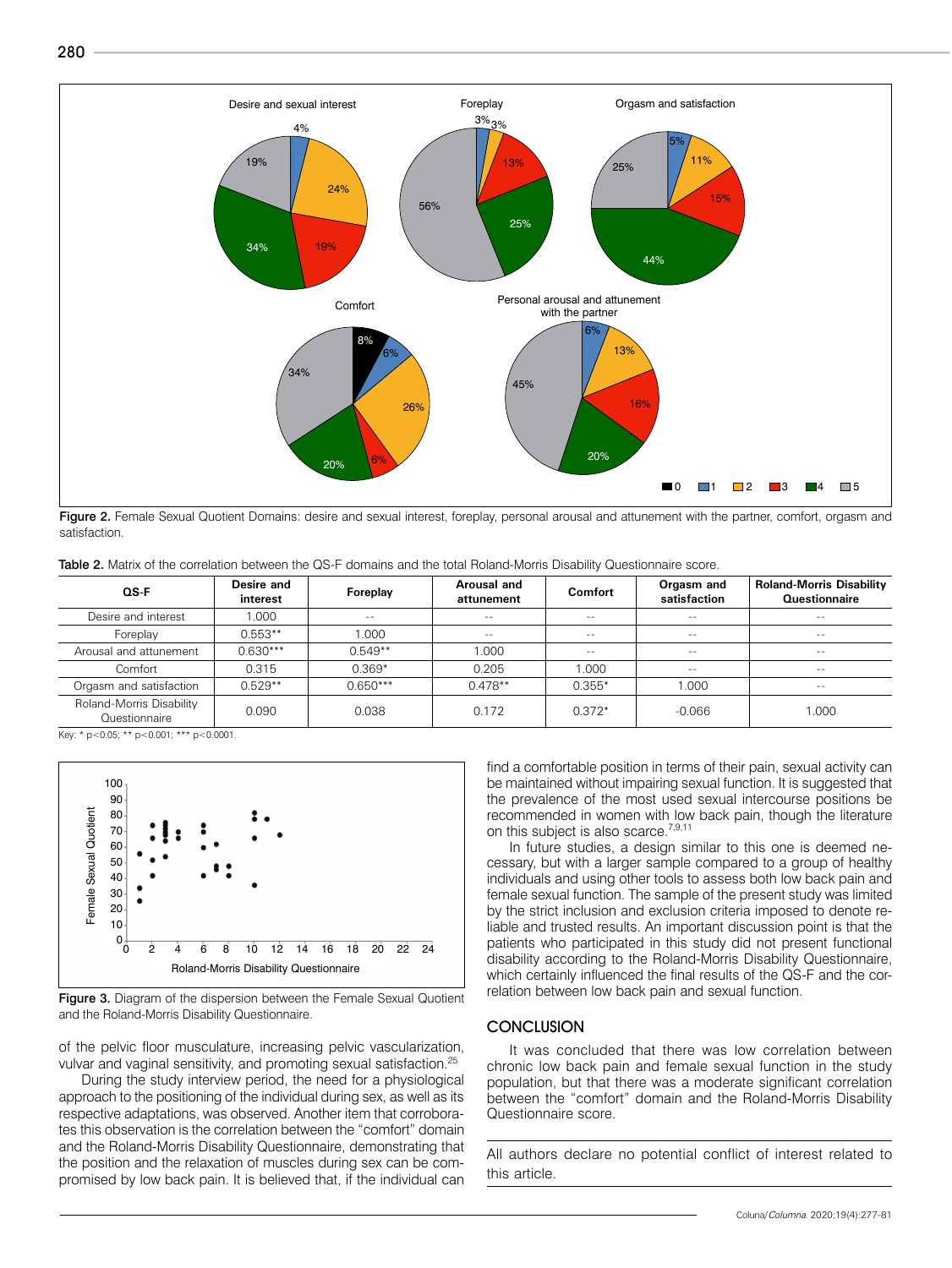Figure 2. Female Sexual Quotient Domains: desire and sexual interest, foreplay, personal arousal and attunement with the partner, comfort, orgasm and satisfaction.

Table 2. Matrix of the correlation between the QS-F domains and the total Roland-Morris Disability Questionnaire score.

| QS-F | Desire and interest | Foreplay | Arousal and attunement | Comfort | Orgasm and satisfaction | Roland-Morris Disability Questionnaire |
|---|---|---|---|---|---|---|
| Desire and interest | 1.000 | -- | -- | -- | -- | -- |
| Foreplay | 0.553** | 1.000 | -- | -- | -- | -- |
| Arousal and attunement | 0.630*** | 0.549** | 1.000 | -- | -- | -- |
| Comfort | 0.315 | 0.369* | 0.205 | 1.000 | -- | -- |
| Orgasm and satisfaction | 0.529** | 0.650*** | 0.478** | 0.355* | 1.000 | -- |
| Roland-Morris Disability Questionnaire | 0.090 | 0.038 | 0.172 | 0.372* | -0.066 | 1.000 |

Key: * p<0.05; ** p<0.001; *** p<0.0001.

Figure 3. Diagram of the dispersion between the Female Sexual Quotient and the Roland-Morris Disability Questionnaire.

of the pelvic floor musculature, increasing pelvic vascularization, vulvar and vaginal sensitivity, and promoting sexual satisfaction.[25]

During the study interview period, the need for a physiological approach to the positioning of the individual during sex, as well as its respective adaptations, was observed. Another item that corroborates this observation is the correlation between the "comfort" domain and the Roland-Morris Disability Questionnaire, demonstrating that the position and the relaxation of muscles during sex can be compromised by low back pain. It is believed that, if the individual can find a comfortable position in terms of their pain, sexual activity can be maintained without impairing sexual function. It is suggested that the prevalence of the most used sexual intercourse positions be recommended in women with low back pain, though the literature on this subject is also scarce.[7,9,11]

In future studies, a design similar to this one is deemed necessary, but with a larger sample compared to a group of healthy individuals and using other tools to assess both low back pain and female sexual function. The sample of the present study was limited by the strict inclusion and exclusion criteria imposed to denote reliable and trusted results. An important discussion point is that the patients who participated in this study did not present functional disability according to the Roland-Morris Disability Questionnaire, which certainly influenced the final results of the QS-F and the correlation between low back pain and sexual function.

## CONCLUSION

It was concluded that there was low correlation between chronic low back pain and female sexual function in the study population, but that there was a moderate significant correlation between the "comfort" domain and the Roland-Morris Disability Questionnaire score.

All authors declare no potential conflict of interest related to this article.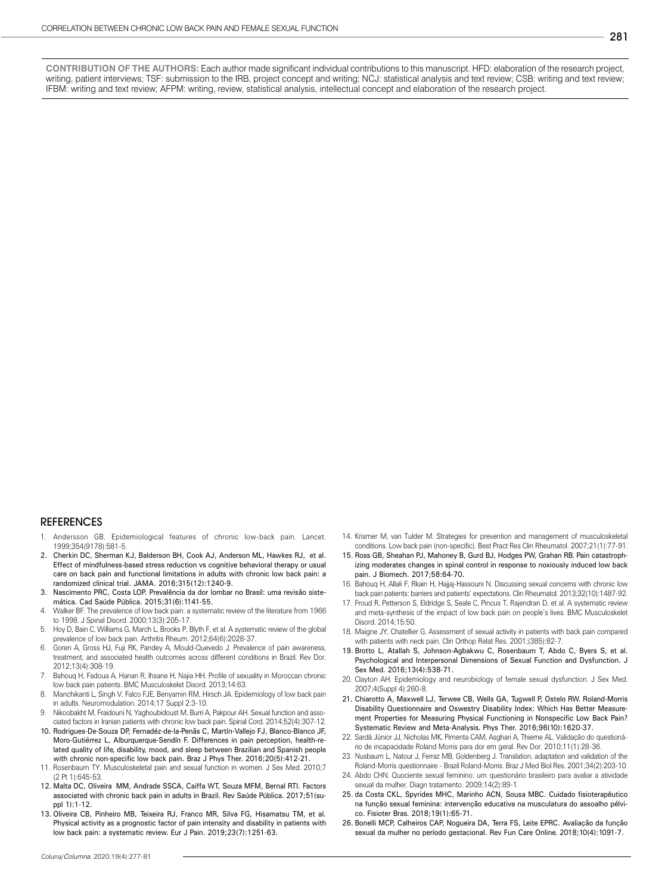**CONTRIBUTION OF THE AUTHORS:** Each author made significant individual contributions to this manuscript. HFD: elaboration of the research project, writing, patient interviews; TSF: submission to the IRB, project concept and writing; NCJ: statistical analysis and text review; CSB: writing and text review; IFBM: writing and text review; AFPM: writing, review, statistical analysis, intellectual concept and elaboration of the research project.

## REFERENCES

1. Andersson GB. Epidemiological features of chronic low-back pain. Lancet. 1999;354(9178):581-5.
2. Cherkin DC, Sherman KJ, Balderson BH, Cook AJ, Anderson ML, Hawkes RJ, et al. Effect of mindfulness-based stress reduction vs cognitive behavioral therapy or usual care on back pain and functional limitations in adults with chronic low back pain: a randomized clinical trial. JAMA. 2016;315(12):1240-9.
3. Nascimento PRC, Costa LOP. Prevalência da dor lombar no Brasil: uma revisão sistemática. Cad Saúde Pública. 2015;31(6):1141-55.
4. Walker BF. The prevalence of low back pain: a systematic review of the literature from 1966 to 1998. J Spinal Disord. 2000;13(3):205-17.
5. Hoy D, Bain C, Williams G, March L, Brooks P, Blyth F, et al. A systematic review of the global prevalence of low back pain. Arthritis Rheum. 2012;64(6):2028-37.
6. Goren A, Gross HJ, Fuji RK, Pandey A, Mould-Quevedo J. Prevalence of pain awareness, treatment, and associated health outcomes across different conditions in Brazil. Rev Dor. 2012;13(4):308-19.
7. Bahouq H, Fadoua A, Hanan R, Ihsane H, Najia HH. Profile of sexuality in Moroccan chronic low back pain patients. BMC Musculoskelet Disord. 2013;14:63.
8. Manchikanti L, Singh V, Falco FJE, Benyamin RM, Hirsch JA. Epidemiology of low back pain in adults. Neuromodulation. 2014;17 Suppl 2:3-10.
9. Nikoobakht M, Fraidouni N, Yaghoubidoust M, Burri A, Pakpour AH. Sexual function and associated factors in Iranian patients with chronic low back pain. Spinal Cord. 2014;52(4):307-12.
10. Rodrigues-De-Souza DP, Fernadéz-de-la-Penãs C, Martín-Vallejo FJ, Blanco-Blanco JF, Moro-Gutiérrez L, Alburquerque-Sendín F. Differences in pain perception, health-related quality of life, disability, mood, and sleep between Brazilian and Spanish people with chronic non-specific low back pain. Braz J Phys Ther. 2016;20(5):412-21.
11. Rosenbaum TY. Musculoskeletal pain and sexual function in women. J Sex Med. 2010;7 (2 Pt 1):645-53.
12. Malta DC, Oliveira MM, Andrade SSCA, Caiffa WT, Souza MFM, Bernal RTI. Factors associated with chronic back pain in adults in Brazil. Rev Saúde Pública. 2017;51(suppl 1):1-12.
13. Oliveira CB, Pinheiro MB, Teixeira RJ, Franco MR, Silva FG, Hisamatsu TM, et al. Physical activity as a prognostic factor of pain intensity and disability in patients with low back pain: a systematic review. Eur J Pain. 2019;23(7):1251-63.
14. Krismer M, van Tulder M. Strategies for prevention and management of musculoskeletal conditions. Low back pain (non-specific). Best Pract Res Clin Rheumatol. 2007;21(1):77-91.
15. Ross GB, Sheahan PJ, Mahoney B, Gurd BJ, Hodges PW, Grahan RB. Pain catastrophizing moderates changes in spinal control in response to noxiously induced low back pain. J Biomech. 2017;58:64-70.
16. Bahouq H, Allali F, Rkain H, Hajjaj-Hassouni N. Discussing sexual concerns with chronic low back pain patients: barriers and patients' expectations. Clin Rheumatol. 2013;32(10):1487-92.
17. Froud R, Petterson S, Eldridge S, Seale C, Pincus T, Rajendran D, et al. A systematic review and meta-synthesis of the impact of low back pain on people's lives. BMC Musculoskelet Disord. 2014;15:50.
18. Maigne JY, Chatellier G. Assessment of sexual activity in patients with back pain compared with patients with neck pain. Clin Orthop Relat Res. 2001;(385):82-7.
19. Brotto L, Atallah S, Johnson-Agbakwu C, Rosenbaum T, Abdo C, Byers S, et al. Psychological and Interpersonal Dimensions of Sexual Function and Dysfunction. J Sex Med. 2016;13(4):538-71.
20. Clayton AH. Epidemiology and neurobiology of female sexual dysfunction. J Sex Med. 2007;4(Suppl 4):260-8.
21. Chiarotto A, Maxwell LJ, Terwee CB, Wells GA, Tugwell P, Ostelo RW. Roland-Morris Disability Questionnaire and Oswestry Disability Index: Which Has Better Measurement Properties for Measuring Physical Functioning in Nonspecific Low Back Pain? Systematic Review and Meta-Analysis. Phys Ther. 2016;96(10):1620-37.
22. Sardá Júnior JJ, Nicholas MK, Pimenta CAM, Asghari A, Thieme AL. Validação do questionário de incapacidade Roland Morris para dor em geral. Rev Dor. 2010;11(1):28-36.
23. Nusbaum L, Natour J, Ferraz MB, Goldenberg J. Translation, adaptation and validation of the Roland-Morris questionnaire - Brazil Roland-Morris. Braz J Med Biol Res. 2001;34(2):203-10.
24. Abdo CHN. Quociente sexual feminino: um questionário brasileiro para avaliar a atividade sexual da mulher. Diagn tratamento. 2009;14(2):89-1.
25. da Costa CKL, Spyrides MHC, Marinho ACN, Sousa MBC. Cuidado fisioterapêutico na função sexual feminina: intervenção educativa na musculatura do assoalho pélvico. Fisioter Bras. 2018;19(1):65-71.
26. Bonelli MCP, Calheiros CAP, Nogueira DA, Terra FS, Leite EPRC. Avaliação da função sexual da mulher no período gestacional. Rev Fun Care Online. 2018;10(4):1091-7.